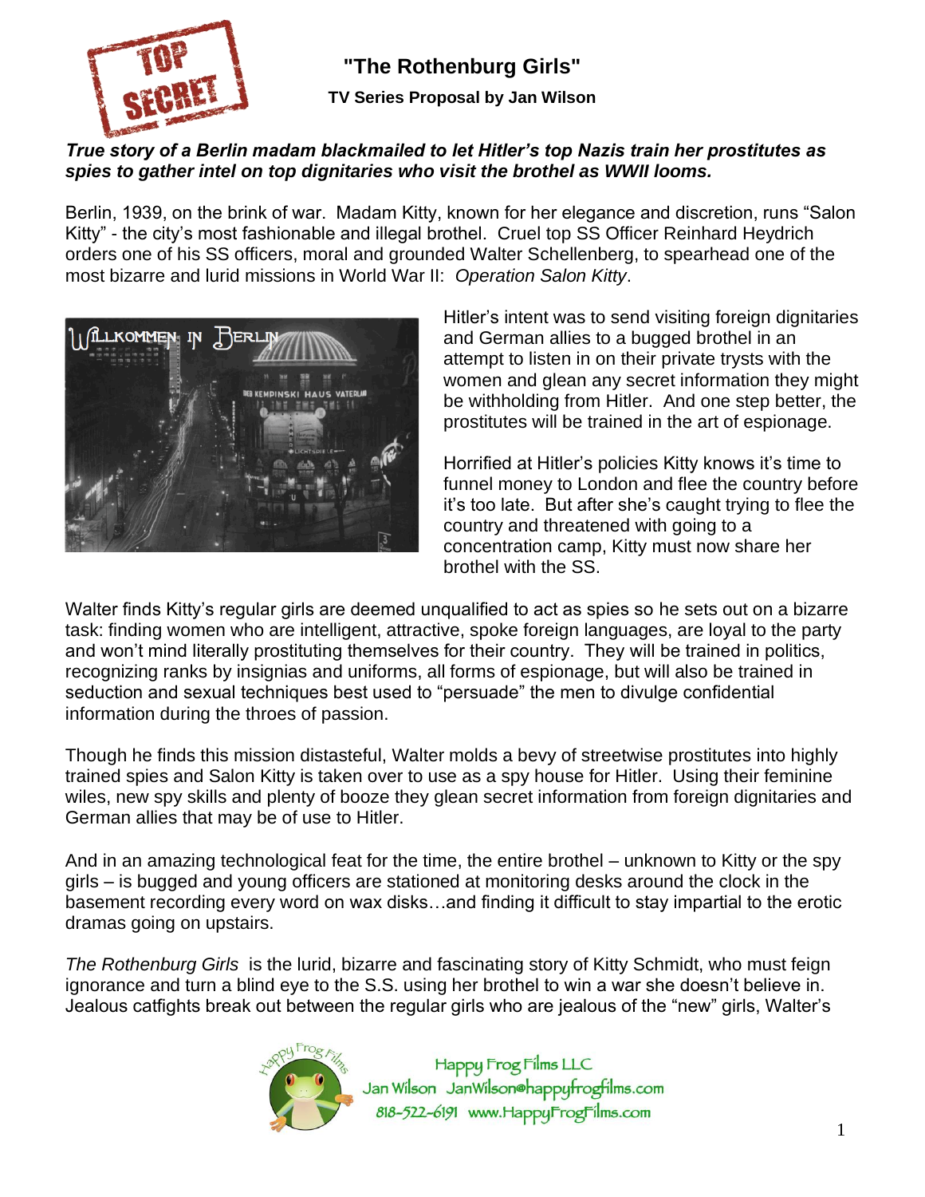# "The Rothenburg Girls"

### TV Series Proposal by Jan Wilson

***True story of a Berlin madam blackmailed to let Hitler's top Nazis train her prostitutes as spies to gather intel on top dignitaries who visit the brothel as WWII looms.***

Berlin, 1939, on the brink of war. Madam Kitty, known for her elegance and discretion, runs "Salon Kitty" - the city's most fashionable and illegal brothel. Cruel top SS Officer Reinhard Heydrich orders one of his SS officers, moral and grounded Walter Schellenberg, to spearhead one of the most bizarre and lurid missions in World War II: *Operation Salon Kitty*.

Hitler's intent was to send visiting foreign dignitaries and German allies to a bugged brothel in an attempt to listen in on their private trysts with the women and glean any secret information they might be withholding from Hitler. And one step better, the prostitutes will be trained in the art of espionage.

Horrified at Hitler's policies Kitty knows it's time to funnel money to London and flee the country before it's too late. But after she's caught trying to flee the country and threatened with going to a concentration camp, Kitty must now share her brothel with the SS.

Walter finds Kitty's regular girls are deemed unqualified to act as spies so he sets out on a bizarre task: finding women who are intelligent, attractive, spoke foreign languages, are loyal to the party and won't mind literally prostituting themselves for their country. They will be trained in politics, recognizing ranks by insignias and uniforms, all forms of espionage, but will also be trained in seduction and sexual techniques best used to "persuade" the men to divulge confidential information during the throes of passion.

Though he finds this mission distasteful, Walter molds a bevy of streetwise prostitutes into highly trained spies and Salon Kitty is taken over to use as a spy house for Hitler. Using their feminine wiles, new spy skills and plenty of booze they glean secret information from foreign dignitaries and German allies that may be of use to Hitler.

And in an amazing technological feat for the time, the entire brothel – unknown to Kitty or the spy girls – is bugged and young officers are stationed at monitoring desks around the clock in the basement recording every word on wax disks…and finding it difficult to stay impartial to the erotic dramas going on upstairs.

*The Rothenburg Girls* is the lurid, bizarre and fascinating story of Kitty Schmidt, who must feign ignorance and turn a blind eye to the S.S. using her brothel to win a war she doesn't believe in. Jealous catfights break out between the regular girls who are jealous of the "new" girls, Walter's

Happy Frog Films LLC
Jan Wilson JanWilson@happyfrogfilms.com
818-522-6191 www.HappyFrogFilms.com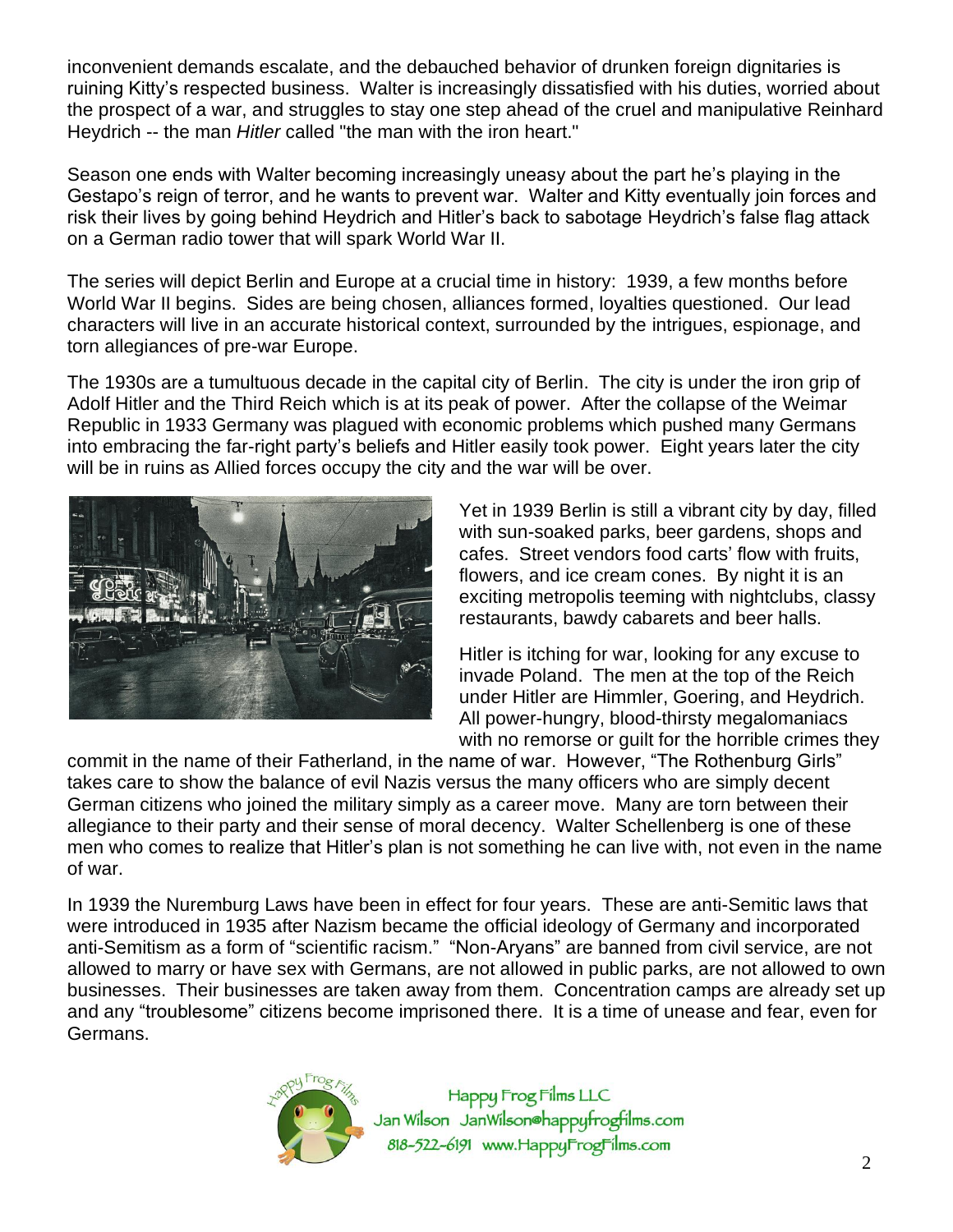inconvenient demands escalate, and the debauched behavior of drunken foreign dignitaries is ruining Kitty's respected business. Walter is increasingly dissatisfied with his duties, worried about the prospect of a war, and struggles to stay one step ahead of the cruel and manipulative Reinhard Heydrich -- the man *Hitler* called "the man with the iron heart."

Season one ends with Walter becoming increasingly uneasy about the part he's playing in the Gestapo's reign of terror, and he wants to prevent war. Walter and Kitty eventually join forces and risk their lives by going behind Heydrich and Hitler's back to sabotage Heydrich's false flag attack on a German radio tower that will spark World War II.

The series will depict Berlin and Europe at a crucial time in history: 1939, a few months before World War II begins. Sides are being chosen, alliances formed, loyalties questioned. Our lead characters will live in an accurate historical context, surrounded by the intrigues, espionage, and torn allegiances of pre-war Europe.

The 1930s are a tumultuous decade in the capital city of Berlin. The city is under the iron grip of Adolf Hitler and the Third Reich which is at its peak of power. After the collapse of the Weimar Republic in 1933 Germany was plagued with economic problems which pushed many Germans into embracing the far-right party's beliefs and Hitler easily took power. Eight years later the city will be in ruins as Allied forces occupy the city and the war will be over.

Yet in 1939 Berlin is still a vibrant city by day, filled with sun-soaked parks, beer gardens, shops and cafes. Street vendors food carts' flow with fruits, flowers, and ice cream cones. By night it is an exciting metropolis teeming with nightclubs, classy restaurants, bawdy cabarets and beer halls.

Hitler is itching for war, looking for any excuse to invade Poland. The men at the top of the Reich under Hitler are Himmler, Goering, and Heydrich. All power-hungry, blood-thirsty megalomaniacs with no remorse or guilt for the horrible crimes they commit in the name of their Fatherland, in the name of war. However, "The Rothenburg Girls" takes care to show the balance of evil Nazis versus the many officers who are simply decent German citizens who joined the military simply as a career move. Many are torn between their allegiance to their party and their sense of moral decency. Walter Schellenberg is one of these men who comes to realize that Hitler's plan is not something he can live with, not even in the name of war.

In 1939 the Nuremburg Laws have been in effect for four years. These are anti-Semitic laws that were introduced in 1935 after Nazism became the official ideology of Germany and incorporated anti-Semitism as a form of "scientific racism." "Non-Aryans" are banned from civil service, are not allowed to marry or have sex with Germans, are not allowed in public parks, are not allowed to own businesses. Their businesses are taken away from them. Concentration camps are already set up and any "troublesome" citizens become imprisoned there. It is a time of unease and fear, even for Germans.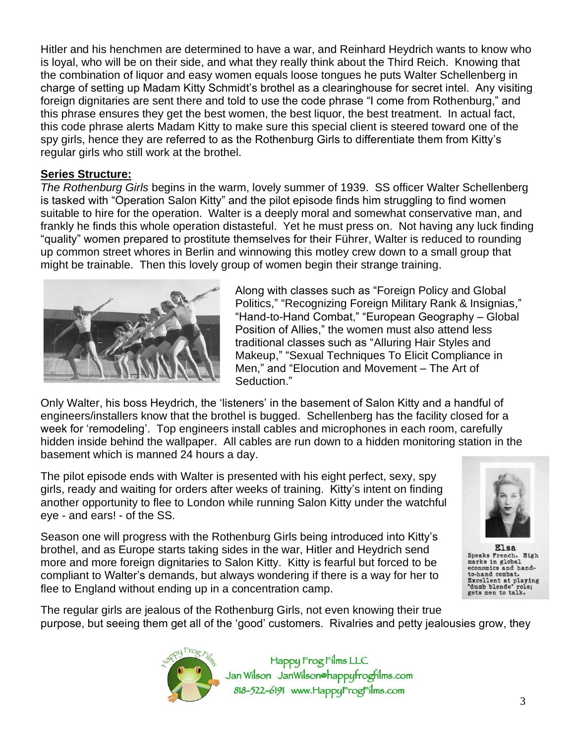Hitler and his henchmen are determined to have a war, and Reinhard Heydrich wants to know who is loyal, who will be on their side, and what they really think about the Third Reich. Knowing that the combination of liquor and easy women equals loose tongues he puts Walter Schellenberg in charge of setting up Madam Kitty Schmidt's brothel as a clearinghouse for secret intel. Any visiting foreign dignitaries are sent there and told to use the code phrase "I come from Rothenburg," and this phrase ensures they get the best women, the best liquor, the best treatment. In actual fact, this code phrase alerts Madam Kitty to make sure this special client is steered toward one of the spy girls, hence they are referred to as the Rothenburg Girls to differentiate them from Kitty's regular girls who still work at the brothel.

**Series Structure:**

*The Rothenburg Girls* begins in the warm, lovely summer of 1939. SS officer Walter Schellenberg is tasked with "Operation Salon Kitty" and the pilot episode finds him struggling to find women suitable to hire for the operation. Walter is a deeply moral and somewhat conservative man, and frankly he finds this whole operation distasteful. Yet he must press on. Not having any luck finding "quality" women prepared to prostitute themselves for their Führer, Walter is reduced to rounding up common street whores in Berlin and winnowing this motley crew down to a small group that might be trainable. Then this lovely group of women begin their strange training.

Along with classes such as "Foreign Policy and Global Politics," "Recognizing Foreign Military Rank & Insignias," "Hand-to-Hand Combat," "European Geography – Global Position of Allies," the women must also attend less traditional classes such as "Alluring Hair Styles and Makeup," "Sexual Techniques To Elicit Compliance in Men," and "Elocution and Movement – The Art of Seduction."

Only Walter, his boss Heydrich, the 'listeners' in the basement of Salon Kitty and a handful of engineers/installers know that the brothel is bugged. Schellenberg has the facility closed for a week for 'remodeling'. Top engineers install cables and microphones in each room, carefully hidden inside behind the wallpaper. All cables are run down to a hidden monitoring station in the basement which is manned 24 hours a day.

The pilot episode ends with Walter is presented with his eight perfect, sexy, spy girls, ready and waiting for orders after weeks of training. Kitty's intent on finding another opportunity to flee to London while running Salon Kitty under the watchful eye - and ears! - of the SS.

Elsa
Speaks French. High marks in global economics and hand-to-hand combat. Excellent at playing "dumb blonde" role; gets men to talk.

Season one will progress with the Rothenburg Girls being introduced into Kitty's brothel, and as Europe starts taking sides in the war, Hitler and Heydrich send more and more foreign dignitaries to Salon Kitty. Kitty is fearful but forced to be compliant to Walter's demands, but always wondering if there is a way for her to flee to England without ending up in a concentration camp.

The regular girls are jealous of the Rothenburg Girls, not even knowing their true purpose, but seeing them get all of the 'good' customers. Rivalries and petty jealousies grow, they

Happy Frog Films LLC
Jan Wilson JanWilson@happyfrogfilms.com
818-522-6191 www.HappyFrogFilms.com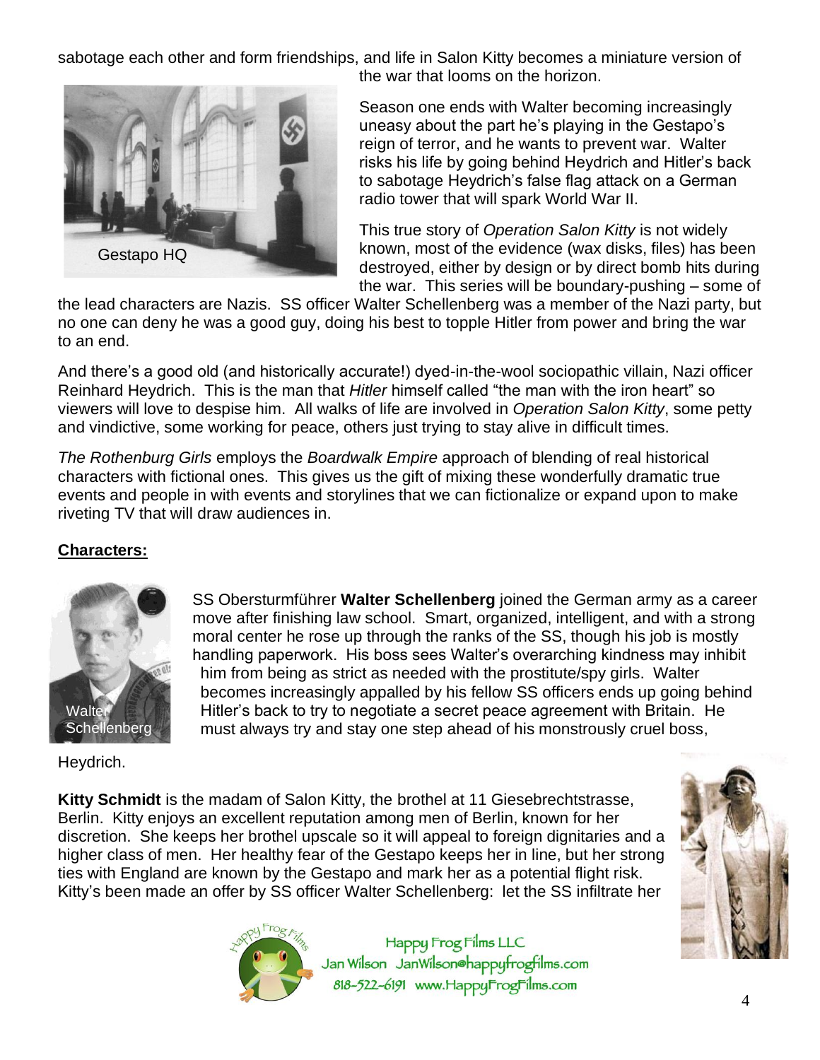sabotage each other and form friendships, and life in Salon Kitty becomes a miniature version of the war that looms on the horizon.

Gestapo HQ

Season one ends with Walter becoming increasingly uneasy about the part he's playing in the Gestapo's reign of terror, and he wants to prevent war. Walter risks his life by going behind Heydrich and Hitler's back to sabotage Heydrich's false flag attack on a German radio tower that will spark World War II.

This true story of *Operation Salon Kitty* is not widely known, most of the evidence (wax disks, files) has been destroyed, either by design or by direct bomb hits during the war. This series will be boundary-pushing – some of the lead characters are Nazis. SS officer Walter Schellenberg was a member of the Nazi party, but no one can deny he was a good guy, doing his best to topple Hitler from power and bring the war to an end.

And there's a good old (and historically accurate!) dyed-in-the-wool sociopathic villain, Nazi officer Reinhard Heydrich. This is the man that *Hitler* himself called "the man with the iron heart" so viewers will love to despise him. All walks of life are involved in *Operation Salon Kitty*, some petty and vindictive, some working for peace, others just trying to stay alive in difficult times.

*The Rothenburg Girls* employs the *Boardwalk Empire* approach of blending of real historical characters with fictional ones. This gives us the gift of mixing these wonderfully dramatic true events and people in with events and storylines that we can fictionalize or expand upon to make riveting TV that will draw audiences in.

**Characters:**

Walter Schellenberg

SS Obersturmführer **Walter Schellenberg** joined the German army as a career move after finishing law school. Smart, organized, intelligent, and with a strong moral center he rose up through the ranks of the SS, though his job is mostly handling paperwork. His boss sees Walter's overarching kindness may inhibit him from being as strict as needed with the prostitute/spy girls. Walter becomes increasingly appalled by his fellow SS officers ends up going behind Hitler's back to try to negotiate a secret peace agreement with Britain. He must always try and stay one step ahead of his monstrously cruel boss, Heydrich.

**Kitty Schmidt** is the madam of Salon Kitty, the brothel at 11 Giesebrechtstrasse, Berlin. Kitty enjoys an excellent reputation among men of Berlin, known for her discretion. She keeps her brothel upscale so it will appeal to foreign dignitaries and a higher class of men. Her healthy fear of the Gestapo keeps her in line, but her strong ties with England are known by the Gestapo and mark her as a potential flight risk. Kitty's been made an offer by SS officer Walter Schellenberg: let the SS infiltrate her

Happy Frog Films LLC
Jan Wilson JanWilson@happyfrogfilms.com
818-522-6191 www.HappyFrogFilms.com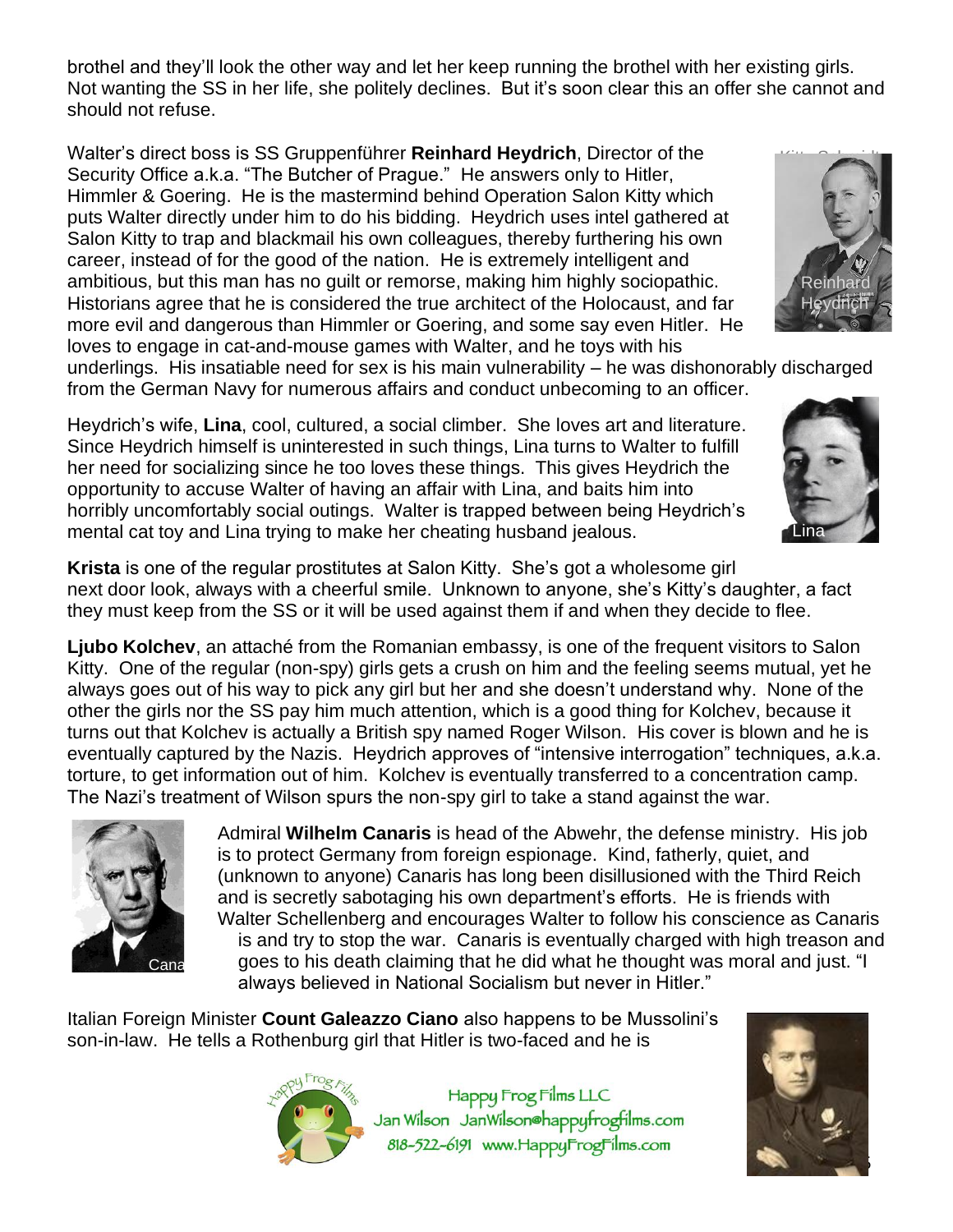brothel and they'll look the other way and let her keep running the brothel with her existing girls. Not wanting the SS in her life, she politely declines. But it's soon clear this an offer she cannot and should not refuse.

Walter's direct boss is SS Gruppenführer **Reinhard Heydrich**, Director of the Security Office a.k.a. "The Butcher of Prague." He answers only to Hitler, Himmler & Goering. He is the mastermind behind Operation Salon Kitty which puts Walter directly under him to do his bidding. Heydrich uses intel gathered at Salon Kitty to trap and blackmail his own colleagues, thereby furthering his own career, instead of for the good of the nation. He is extremely intelligent and ambitious, but this man has no guilt or remorse, making him highly sociopathic. Historians agree that he is considered the true architect of the Holocaust, and far more evil and dangerous than Himmler or Goering, and some say even Hitler. He loves to engage in cat-and-mouse games with Walter, and he toys with his underlings. His insatiable need for sex is his main vulnerability – he was dishonorably discharged from the German Navy for numerous affairs and conduct unbecoming to an officer.

Reinhard Heydrich

Heydrich's wife, **Lina**, cool, cultured, a social climber. She loves art and literature. Since Heydrich himself is uninterested in such things, Lina turns to Walter to fulfill her need for socializing since he too loves these things. This gives Heydrich the opportunity to accuse Walter of having an affair with Lina, and baits him into horribly uncomfortably social outings. Walter is trapped between being Heydrich's mental cat toy and Lina trying to make her cheating husband jealous.

Lina

**Krista** is one of the regular prostitutes at Salon Kitty. She's got a wholesome girl next door look, always with a cheerful smile. Unknown to anyone, she's Kitty's daughter, a fact they must keep from the SS or it will be used against them if and when they decide to flee.

**Ljubo Kolchev**, an attaché from the Romanian embassy, is one of the frequent visitors to Salon Kitty. One of the regular (non-spy) girls gets a crush on him and the feeling seems mutual, yet he always goes out of his way to pick any girl but her and she doesn't understand why. None of the other the girls nor the SS pay him much attention, which is a good thing for Kolchev, because it turns out that Kolchev is actually a British spy named Roger Wilson. His cover is blown and he is eventually captured by the Nazis. Heydrich approves of "intensive interrogation" techniques, a.k.a. torture, to get information out of him. Kolchev is eventually transferred to a concentration camp. The Nazi's treatment of Wilson spurs the non-spy girl to take a stand against the war.

Admiral **Wilhelm Canaris** is head of the Abwehr, the defense ministry. His job is to protect Germany from foreign espionage. Kind, fatherly, quiet, and (unknown to anyone) Canaris has long been disillusioned with the Third Reich and is secretly sabotaging his own department's efforts. He is friends with Walter Schellenberg and encourages Walter to follow his conscience as Canaris is and try to stop the war. Canaris is eventually charged with high treason and goes to his death claiming that he did what he thought was moral and just. "I always believed in National Socialism but never in Hitler."

Canaris

Italian Foreign Minister **Count Galeazzo Ciano** also happens to be Mussolini's son-in-law. He tells a Rothenburg girl that Hitler is two-faced and he is

Happy Frog Films LLC
Jan Wilson JanWilson@happyfrogfilms.com
818-522-6191 www.HappyFrogFilms.com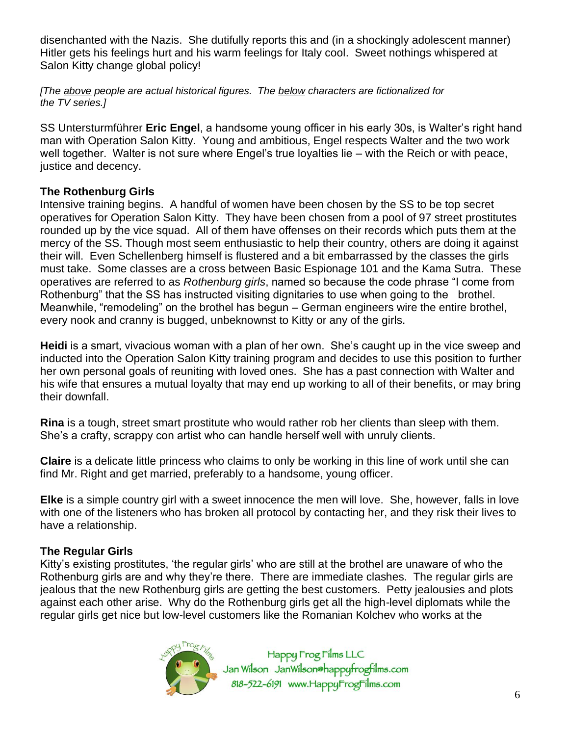disenchanted with the Nazis. She dutifully reports this and (in a shockingly adolescent manner) Hitler gets his feelings hurt and his warm feelings for Italy cool. Sweet nothings whispered at Salon Kitty change global policy!

*[The above people are actual historical figures. The below characters are fictionalized for the TV series.]*

SS Untersturmführer **Eric Engel**, a handsome young officer in his early 30s, is Walter's right hand man with Operation Salon Kitty. Young and ambitious, Engel respects Walter and the two work well together. Walter is not sure where Engel's true loyalties lie – with the Reich or with peace, justice and decency.

### The Rothenburg Girls

Intensive training begins. A handful of women have been chosen by the SS to be top secret operatives for Operation Salon Kitty. They have been chosen from a pool of 97 street prostitutes rounded up by the vice squad. All of them have offenses on their records which puts them at the mercy of the SS. Though most seem enthusiastic to help their country, others are doing it against their will. Even Schellenberg himself is flustered and a bit embarrassed by the classes the girls must take. Some classes are a cross between Basic Espionage 101 and the Kama Sutra. These operatives are referred to as *Rothenburg girls*, named so because the code phrase "I come from Rothenburg" that the SS has instructed visiting dignitaries to use when going to the brothel. Meanwhile, "remodeling" on the brothel has begun – German engineers wire the entire brothel, every nook and cranny is bugged, unbeknownst to Kitty or any of the girls.

**Heidi** is a smart, vivacious woman with a plan of her own. She's caught up in the vice sweep and inducted into the Operation Salon Kitty training program and decides to use this position to further her own personal goals of reuniting with loved ones. She has a past connection with Walter and his wife that ensures a mutual loyalty that may end up working to all of their benefits, or may bring their downfall.

**Rina** is a tough, street smart prostitute who would rather rob her clients than sleep with them. She's a crafty, scrappy con artist who can handle herself well with unruly clients.

**Claire** is a delicate little princess who claims to only be working in this line of work until she can find Mr. Right and get married, preferably to a handsome, young officer.

**Elke** is a simple country girl with a sweet innocence the men will love. She, however, falls in love with one of the listeners who has broken all protocol by contacting her, and they risk their lives to have a relationship.

### The Regular Girls

Kitty's existing prostitutes, 'the regular girls' who are still at the brothel are unaware of who the Rothenburg girls are and why they're there. There are immediate clashes. The regular girls are jealous that the new Rothenburg girls are getting the best customers. Petty jealousies and plots against each other arise. Why do the Rothenburg girls get all the high-level diplomats while the regular girls get nice but low-level customers like the Romanian Kolchev who works at the

Happy Frog Films LLC
Jan Wilson JanWilson@happyfrogfilms.com
818-522-6191 www.HappyFrogFilms.com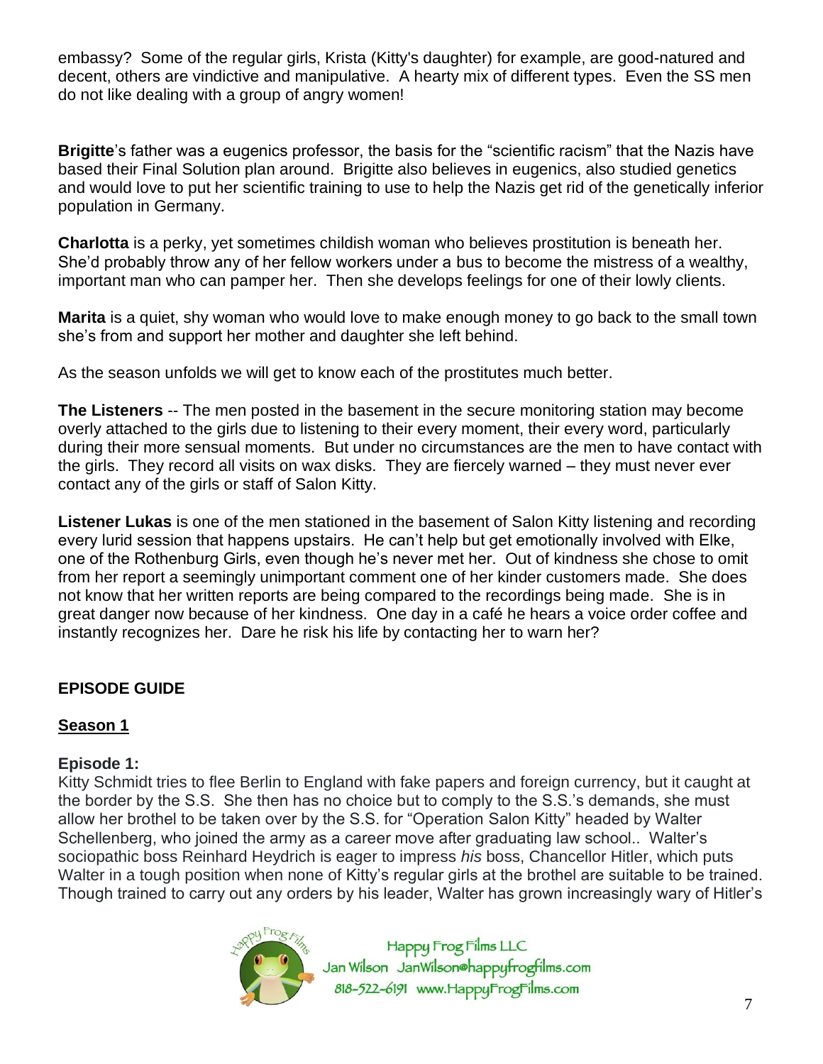embassy? Some of the regular girls, Krista (Kitty's daughter) for example, are good-natured and decent, others are vindictive and manipulative. A hearty mix of different types. Even the SS men do not like dealing with a group of angry women!

**Brigitte**'s father was a eugenics professor, the basis for the "scientific racism" that the Nazis have based their Final Solution plan around. Brigitte also believes in eugenics, also studied genetics and would love to put her scientific training to use to help the Nazis get rid of the genetically inferior population in Germany.

**Charlotta** is a perky, yet sometimes childish woman who believes prostitution is beneath her. She'd probably throw any of her fellow workers under a bus to become the mistress of a wealthy, important man who can pamper her. Then she develops feelings for one of their lowly clients.

**Marita** is a quiet, shy woman who would love to make enough money to go back to the small town she's from and support her mother and daughter she left behind.

As the season unfolds we will get to know each of the prostitutes much better.

**The Listeners** -- The men posted in the basement in the secure monitoring station may become overly attached to the girls due to listening to their every moment, their every word, particularly during their more sensual moments. But under no circumstances are the men to have contact with the girls. They record all visits on wax disks. They are fiercely warned – they must never ever contact any of the girls or staff of Salon Kitty.

**Listener Lukas** is one of the men stationed in the basement of Salon Kitty listening and recording every lurid session that happens upstairs. He can't help but get emotionally involved with Elke, one of the Rothenburg Girls, even though he's never met her. Out of kindness she chose to omit from her report a seemingly unimportant comment one of her kinder customers made. She does not know that her written reports are being compared to the recordings being made. She is in great danger now because of her kindness. One day in a café he hears a voice order coffee and instantly recognizes her. Dare he risk his life by contacting her to warn her?

## EPISODE GUIDE

### Season 1

**Episode 1:**
Kitty Schmidt tries to flee Berlin to England with fake papers and foreign currency, but it caught at the border by the S.S. She then has no choice but to comply to the S.S.'s demands, she must allow her brothel to be taken over by the S.S. for "Operation Salon Kitty" headed by Walter Schellenberg, who joined the army as a career move after graduating law school.. Walter's sociopathic boss Reinhard Heydrich is eager to impress *his* boss, Chancellor Hitler, which puts Walter in a tough position when none of Kitty's regular girls at the brothel are suitable to be trained. Though trained to carry out any orders by his leader, Walter has grown increasingly wary of Hitler's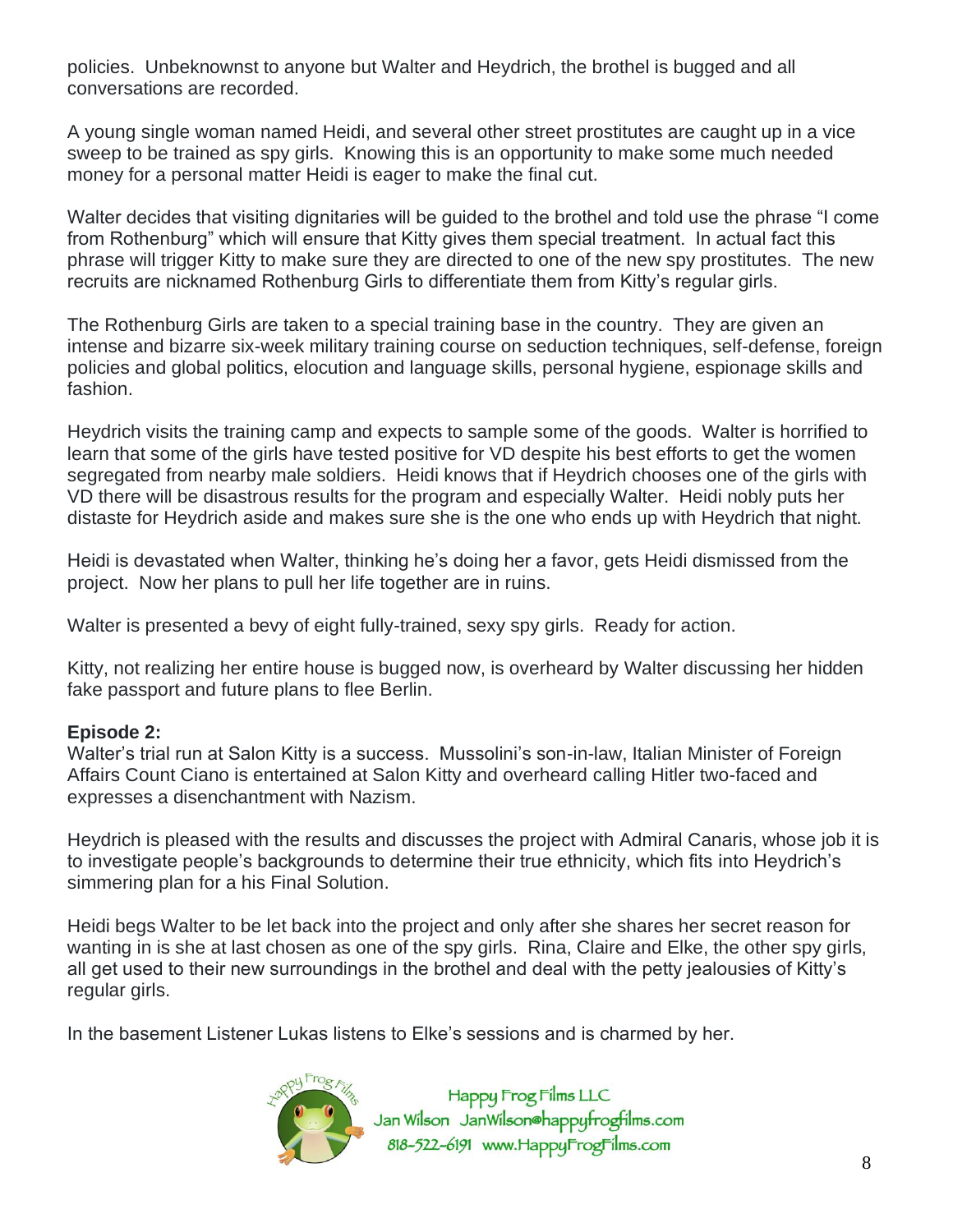policies. Unbeknownst to anyone but Walter and Heydrich, the brothel is bugged and all conversations are recorded.

A young single woman named Heidi, and several other street prostitutes are caught up in a vice sweep to be trained as spy girls. Knowing this is an opportunity to make some much needed money for a personal matter Heidi is eager to make the final cut.

Walter decides that visiting dignitaries will be guided to the brothel and told use the phrase "I come from Rothenburg" which will ensure that Kitty gives them special treatment. In actual fact this phrase will trigger Kitty to make sure they are directed to one of the new spy prostitutes. The new recruits are nicknamed Rothenburg Girls to differentiate them from Kitty's regular girls.

The Rothenburg Girls are taken to a special training base in the country. They are given an intense and bizarre six-week military training course on seduction techniques, self-defense, foreign policies and global politics, elocution and language skills, personal hygiene, espionage skills and fashion.

Heydrich visits the training camp and expects to sample some of the goods. Walter is horrified to learn that some of the girls have tested positive for VD despite his best efforts to get the women segregated from nearby male soldiers. Heidi knows that if Heydrich chooses one of the girls with VD there will be disastrous results for the program and especially Walter. Heidi nobly puts her distaste for Heydrich aside and makes sure she is the one who ends up with Heydrich that night.

Heidi is devastated when Walter, thinking he's doing her a favor, gets Heidi dismissed from the project. Now her plans to pull her life together are in ruins.

Walter is presented a bevy of eight fully-trained, sexy spy girls. Ready for action.

Kitty, not realizing her entire house is bugged now, is overheard by Walter discussing her hidden fake passport and future plans to flee Berlin.

**Episode 2:**
Walter's trial run at Salon Kitty is a success. Mussolini's son-in-law, Italian Minister of Foreign Affairs Count Ciano is entertained at Salon Kitty and overheard calling Hitler two-faced and expresses a disenchantment with Nazism.

Heydrich is pleased with the results and discusses the project with Admiral Canaris, whose job it is to investigate people's backgrounds to determine their true ethnicity, which fits into Heydrich's simmering plan for a his Final Solution.

Heidi begs Walter to be let back into the project and only after she shares her secret reason for wanting in is she at last chosen as one of the spy girls. Rina, Claire and Elke, the other spy girls, all get used to their new surroundings in the brothel and deal with the petty jealousies of Kitty's regular girls.

In the basement Listener Lukas listens to Elke's sessions and is charmed by her.

Happy Frog Films LLC
Jan Wilson JanWilson@happyfrogfilms.com
818-522-6191 www.HappyFrogFilms.com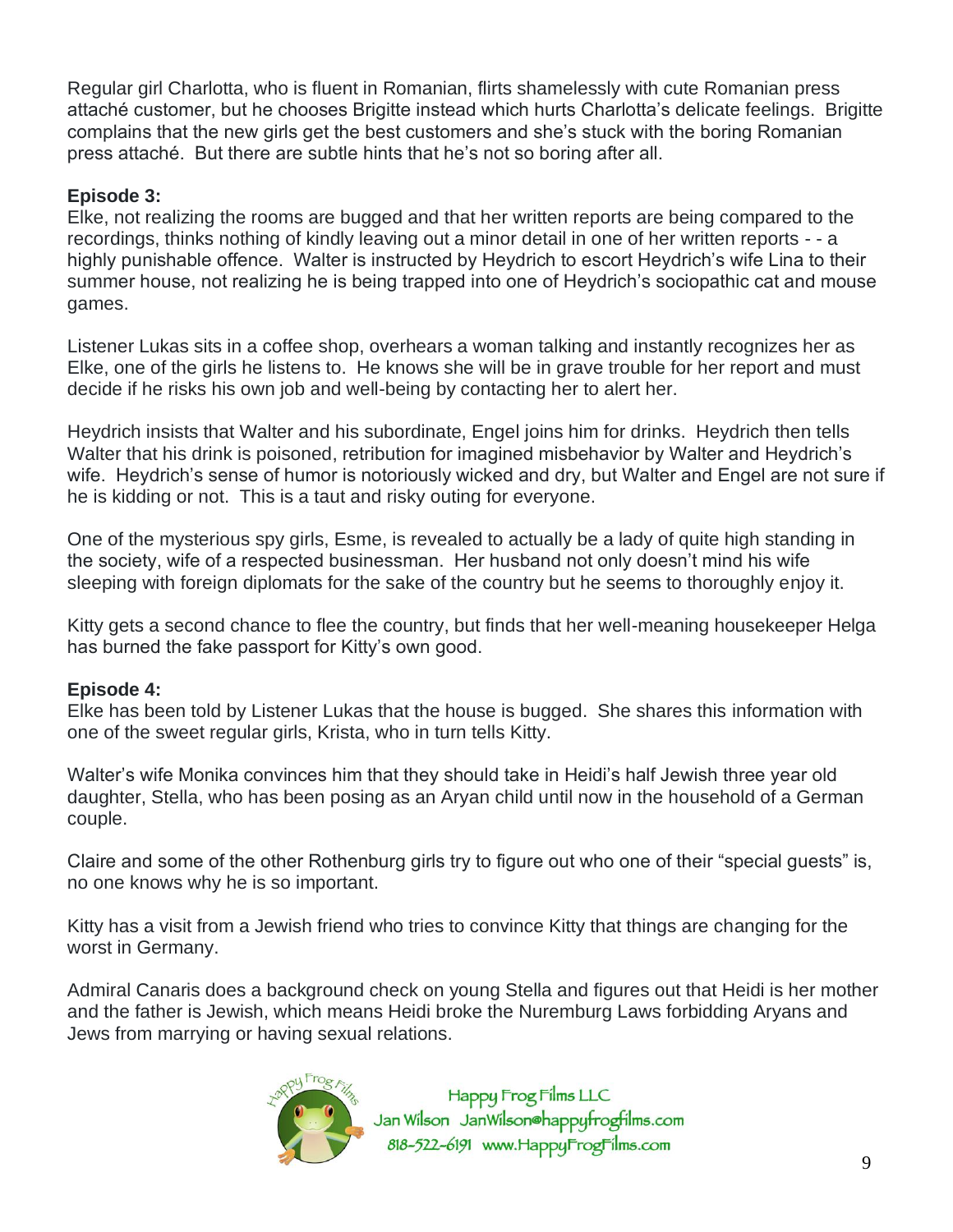Regular girl Charlotta, who is fluent in Romanian, flirts shamelessly with cute Romanian press attaché customer, but he chooses Brigitte instead which hurts Charlotta's delicate feelings. Brigitte complains that the new girls get the best customers and she's stuck with the boring Romanian press attaché. But there are subtle hints that he's not so boring after all.

**Episode 3:**

Elke, not realizing the rooms are bugged and that her written reports are being compared to the recordings, thinks nothing of kindly leaving out a minor detail in one of her written reports - - a highly punishable offence. Walter is instructed by Heydrich to escort Heydrich's wife Lina to their summer house, not realizing he is being trapped into one of Heydrich's sociopathic cat and mouse games.

Listener Lukas sits in a coffee shop, overhears a woman talking and instantly recognizes her as Elke, one of the girls he listens to. He knows she will be in grave trouble for her report and must decide if he risks his own job and well-being by contacting her to alert her.

Heydrich insists that Walter and his subordinate, Engel joins him for drinks. Heydrich then tells Walter that his drink is poisoned, retribution for imagined misbehavior by Walter and Heydrich's wife. Heydrich's sense of humor is notoriously wicked and dry, but Walter and Engel are not sure if he is kidding or not. This is a taut and risky outing for everyone.

One of the mysterious spy girls, Esme, is revealed to actually be a lady of quite high standing in the society, wife of a respected businessman. Her husband not only doesn't mind his wife sleeping with foreign diplomats for the sake of the country but he seems to thoroughly enjoy it.

Kitty gets a second chance to flee the country, but finds that her well-meaning housekeeper Helga has burned the fake passport for Kitty's own good.

**Episode 4:**

Elke has been told by Listener Lukas that the house is bugged. She shares this information with one of the sweet regular girls, Krista, who in turn tells Kitty.

Walter's wife Monika convinces him that they should take in Heidi's half Jewish three year old daughter, Stella, who has been posing as an Aryan child until now in the household of a German couple.

Claire and some of the other Rothenburg girls try to figure out who one of their "special guests" is, no one knows why he is so important.

Kitty has a visit from a Jewish friend who tries to convince Kitty that things are changing for the worst in Germany.

Admiral Canaris does a background check on young Stella and figures out that Heidi is her mother and the father is Jewish, which means Heidi broke the Nuremburg Laws forbidding Aryans and Jews from marrying or having sexual relations.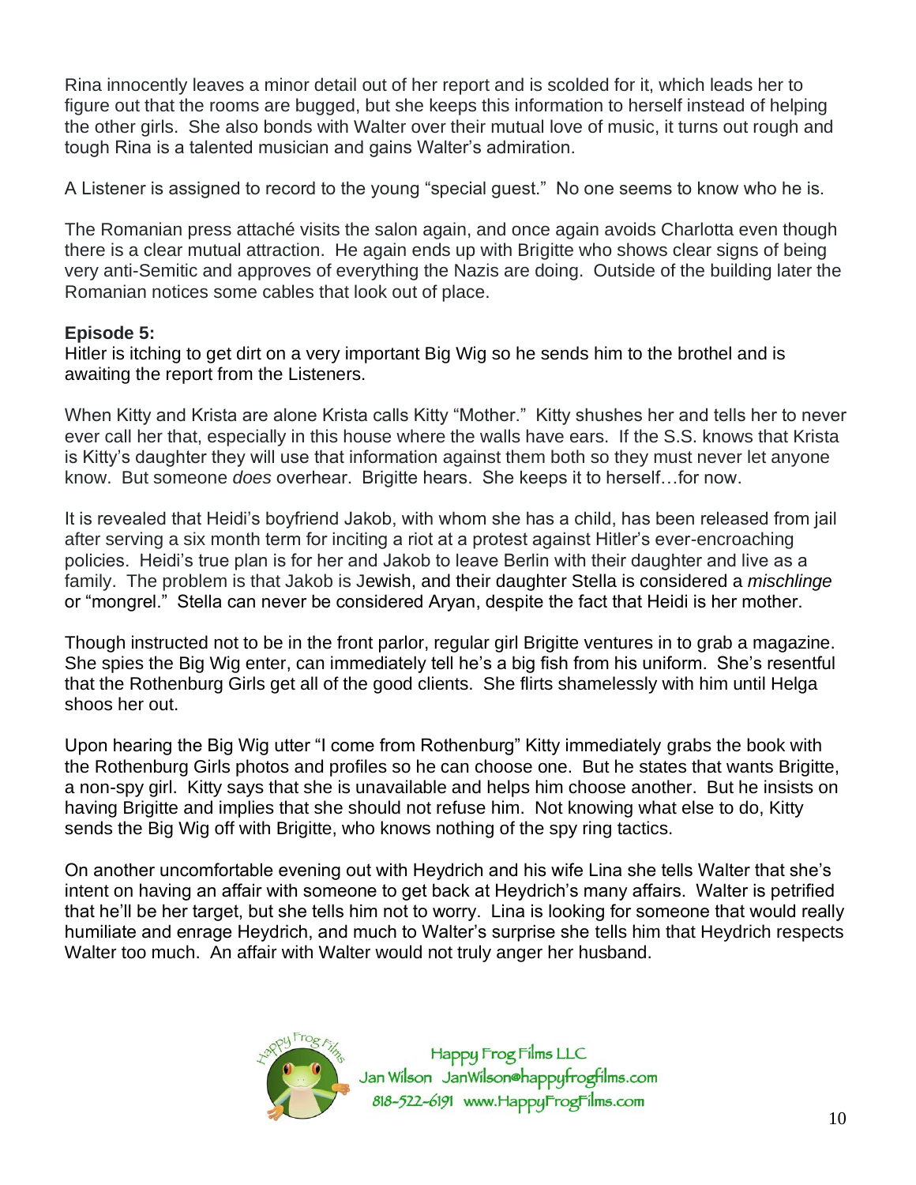Rina innocently leaves a minor detail out of her report and is scolded for it, which leads her to figure out that the rooms are bugged, but she keeps this information to herself instead of helping the other girls. She also bonds with Walter over their mutual love of music, it turns out rough and tough Rina is a talented musician and gains Walter's admiration.

A Listener is assigned to record to the young "special guest." No one seems to know who he is.

The Romanian press attaché visits the salon again, and once again avoids Charlotta even though there is a clear mutual attraction. He again ends up with Brigitte who shows clear signs of being very anti-Semitic and approves of everything the Nazis are doing. Outside of the building later the Romanian notices some cables that look out of place.

**Episode 5:**
Hitler is itching to get dirt on a very important Big Wig so he sends him to the brothel and is awaiting the report from the Listeners.

When Kitty and Krista are alone Krista calls Kitty "Mother." Kitty shushes her and tells her to never ever call her that, especially in this house where the walls have ears. If the S.S. knows that Krista is Kitty's daughter they will use that information against them both so they must never let anyone know. But someone *does* overhear. Brigitte hears. She keeps it to herself…for now.

It is revealed that Heidi's boyfriend Jakob, with whom she has a child, has been released from jail after serving a six month term for inciting a riot at a protest against Hitler's ever-encroaching policies. Heidi's true plan is for her and Jakob to leave Berlin with their daughter and live as a family. The problem is that Jakob is Jewish, and their daughter Stella is considered a *mischlinge* or "mongrel." Stella can never be considered Aryan, despite the fact that Heidi is her mother.

Though instructed not to be in the front parlor, regular girl Brigitte ventures in to grab a magazine. She spies the Big Wig enter, can immediately tell he's a big fish from his uniform. She's resentful that the Rothenburg Girls get all of the good clients. She flirts shamelessly with him until Helga shoos her out.

Upon hearing the Big Wig utter "I come from Rothenburg" Kitty immediately grabs the book with the Rothenburg Girls photos and profiles so he can choose one. But he states that wants Brigitte, a non-spy girl. Kitty says that she is unavailable and helps him choose another. But he insists on having Brigitte and implies that she should not refuse him. Not knowing what else to do, Kitty sends the Big Wig off with Brigitte, who knows nothing of the spy ring tactics.

On another uncomfortable evening out with Heydrich and his wife Lina she tells Walter that she's intent on having an affair with someone to get back at Heydrich's many affairs. Walter is petrified that he'll be her target, but she tells him not to worry. Lina is looking for someone that would really humiliate and enrage Heydrich, and much to Walter's surprise she tells him that Heydrich respects Walter too much. An affair with Walter would not truly anger her husband.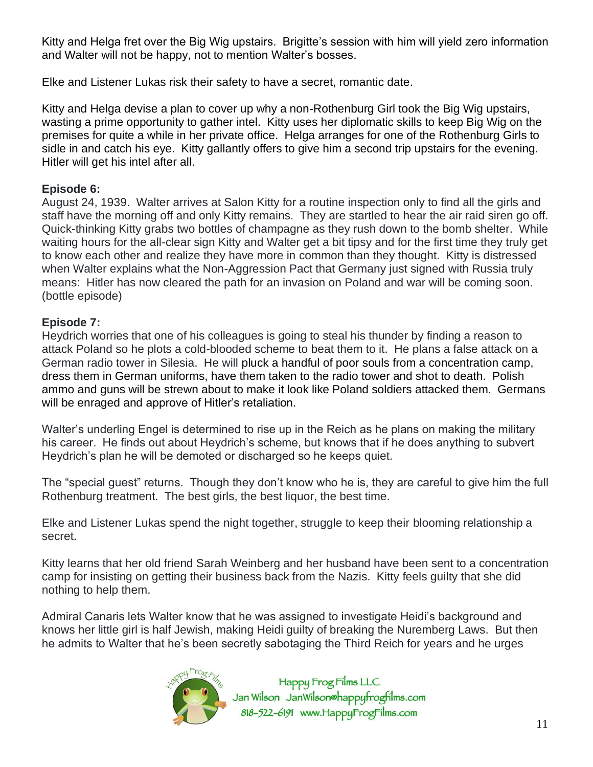Kitty and Helga fret over the Big Wig upstairs. Brigitte's session with him will yield zero information and Walter will not be happy, not to mention Walter's bosses.

Elke and Listener Lukas risk their safety to have a secret, romantic date.

Kitty and Helga devise a plan to cover up why a non-Rothenburg Girl took the Big Wig upstairs, wasting a prime opportunity to gather intel. Kitty uses her diplomatic skills to keep Big Wig on the premises for quite a while in her private office. Helga arranges for one of the Rothenburg Girls to sidle in and catch his eye. Kitty gallantly offers to give him a second trip upstairs for the evening. Hitler will get his intel after all.

**Episode 6:**
August 24, 1939. Walter arrives at Salon Kitty for a routine inspection only to find all the girls and staff have the morning off and only Kitty remains. They are startled to hear the air raid siren go off. Quick-thinking Kitty grabs two bottles of champagne as they rush down to the bomb shelter. While waiting hours for the all-clear sign Kitty and Walter get a bit tipsy and for the first time they truly get to know each other and realize they have more in common than they thought. Kitty is distressed when Walter explains what the Non-Aggression Pact that Germany just signed with Russia truly means: Hitler has now cleared the path for an invasion on Poland and war will be coming soon. (bottle episode)

**Episode 7:**
Heydrich worries that one of his colleagues is going to steal his thunder by finding a reason to attack Poland so he plots a cold-blooded scheme to beat them to it. He plans a false attack on a German radio tower in Silesia. He will pluck a handful of poor souls from a concentration camp, dress them in German uniforms, have them taken to the radio tower and shot to death. Polish ammo and guns will be strewn about to make it look like Poland soldiers attacked them. Germans will be enraged and approve of Hitler's retaliation.

Walter's underling Engel is determined to rise up in the Reich as he plans on making the military his career. He finds out about Heydrich's scheme, but knows that if he does anything to subvert Heydrich's plan he will be demoted or discharged so he keeps quiet.

The "special guest" returns. Though they don't know who he is, they are careful to give him the full Rothenburg treatment. The best girls, the best liquor, the best time.

Elke and Listener Lukas spend the night together, struggle to keep their blooming relationship a secret.

Kitty learns that her old friend Sarah Weinberg and her husband have been sent to a concentration camp for insisting on getting their business back from the Nazis. Kitty feels guilty that she did nothing to help them.

Admiral Canaris lets Walter know that he was assigned to investigate Heidi's background and knows her little girl is half Jewish, making Heidi guilty of breaking the Nuremberg Laws. But then he admits to Walter that he's been secretly sabotaging the Third Reich for years and he urges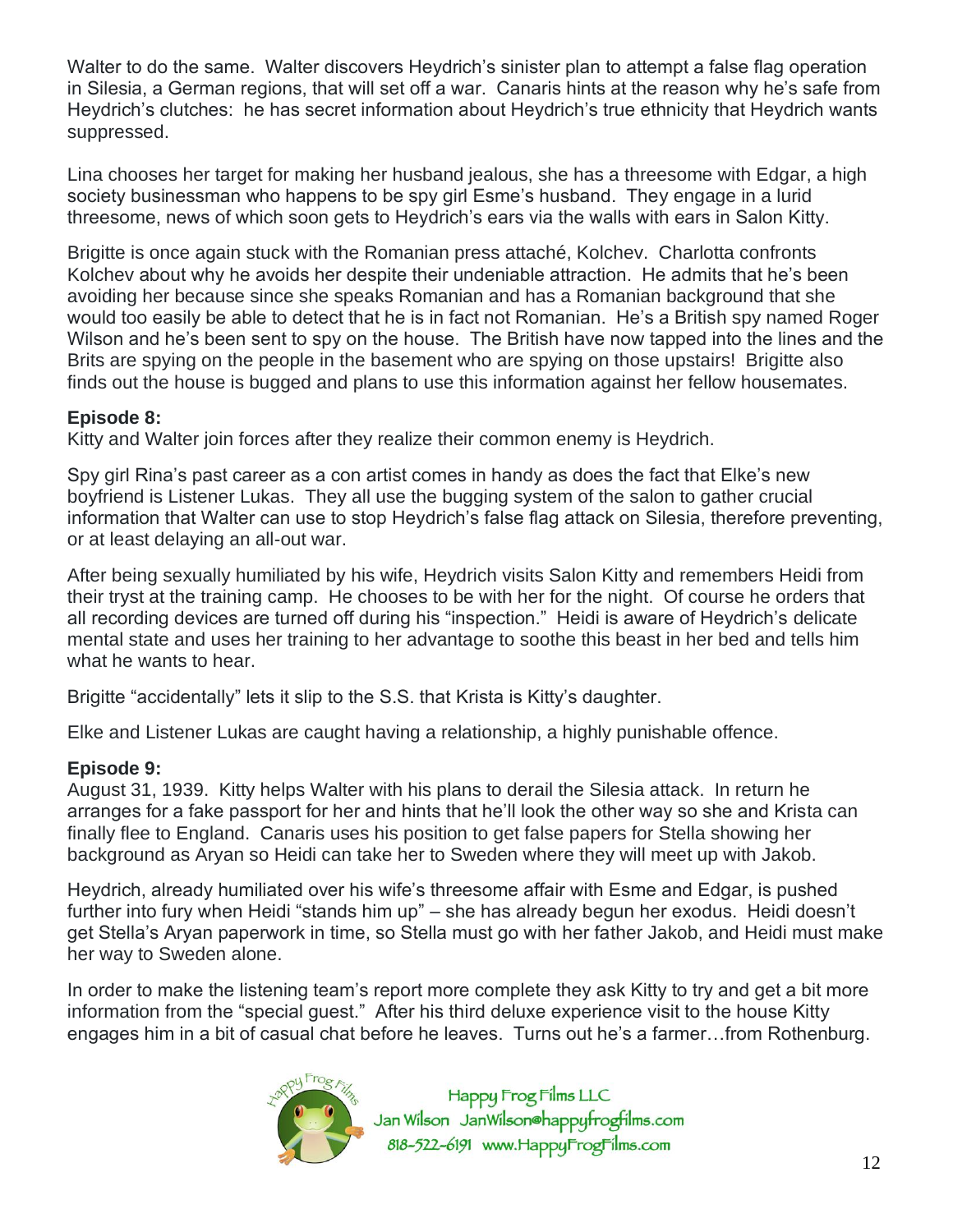Walter to do the same. Walter discovers Heydrich's sinister plan to attempt a false flag operation in Silesia, a German regions, that will set off a war. Canaris hints at the reason why he's safe from Heydrich's clutches: he has secret information about Heydrich's true ethnicity that Heydrich wants suppressed.

Lina chooses her target for making her husband jealous, she has a threesome with Edgar, a high society businessman who happens to be spy girl Esme's husband. They engage in a lurid threesome, news of which soon gets to Heydrich's ears via the walls with ears in Salon Kitty.

Brigitte is once again stuck with the Romanian press attaché, Kolchev. Charlotta confronts Kolchev about why he avoids her despite their undeniable attraction. He admits that he's been avoiding her because since she speaks Romanian and has a Romanian background that she would too easily be able to detect that he is in fact not Romanian. He's a British spy named Roger Wilson and he's been sent to spy on the house. The British have now tapped into the lines and the Brits are spying on the people in the basement who are spying on those upstairs! Brigitte also finds out the house is bugged and plans to use this information against her fellow housemates.

**Episode 8:**
Kitty and Walter join forces after they realize their common enemy is Heydrich.

Spy girl Rina's past career as a con artist comes in handy as does the fact that Elke's new boyfriend is Listener Lukas. They all use the bugging system of the salon to gather crucial information that Walter can use to stop Heydrich's false flag attack on Silesia, therefore preventing, or at least delaying an all-out war.

After being sexually humiliated by his wife, Heydrich visits Salon Kitty and remembers Heidi from their tryst at the training camp. He chooses to be with her for the night. Of course he orders that all recording devices are turned off during his "inspection." Heidi is aware of Heydrich's delicate mental state and uses her training to her advantage to soothe this beast in her bed and tells him what he wants to hear.

Brigitte "accidentally" lets it slip to the S.S. that Krista is Kitty's daughter.

Elke and Listener Lukas are caught having a relationship, a highly punishable offence.

**Episode 9:**
August 31, 1939. Kitty helps Walter with his plans to derail the Silesia attack. In return he arranges for a fake passport for her and hints that he'll look the other way so she and Krista can finally flee to England. Canaris uses his position to get false papers for Stella showing her background as Aryan so Heidi can take her to Sweden where they will meet up with Jakob.

Heydrich, already humiliated over his wife's threesome affair with Esme and Edgar, is pushed further into fury when Heidi "stands him up" – she has already begun her exodus. Heidi doesn't get Stella's Aryan paperwork in time, so Stella must go with her father Jakob, and Heidi must make her way to Sweden alone.

In order to make the listening team's report more complete they ask Kitty to try and get a bit more information from the "special guest." After his third deluxe experience visit to the house Kitty engages him in a bit of casual chat before he leaves. Turns out he's a farmer…from Rothenburg.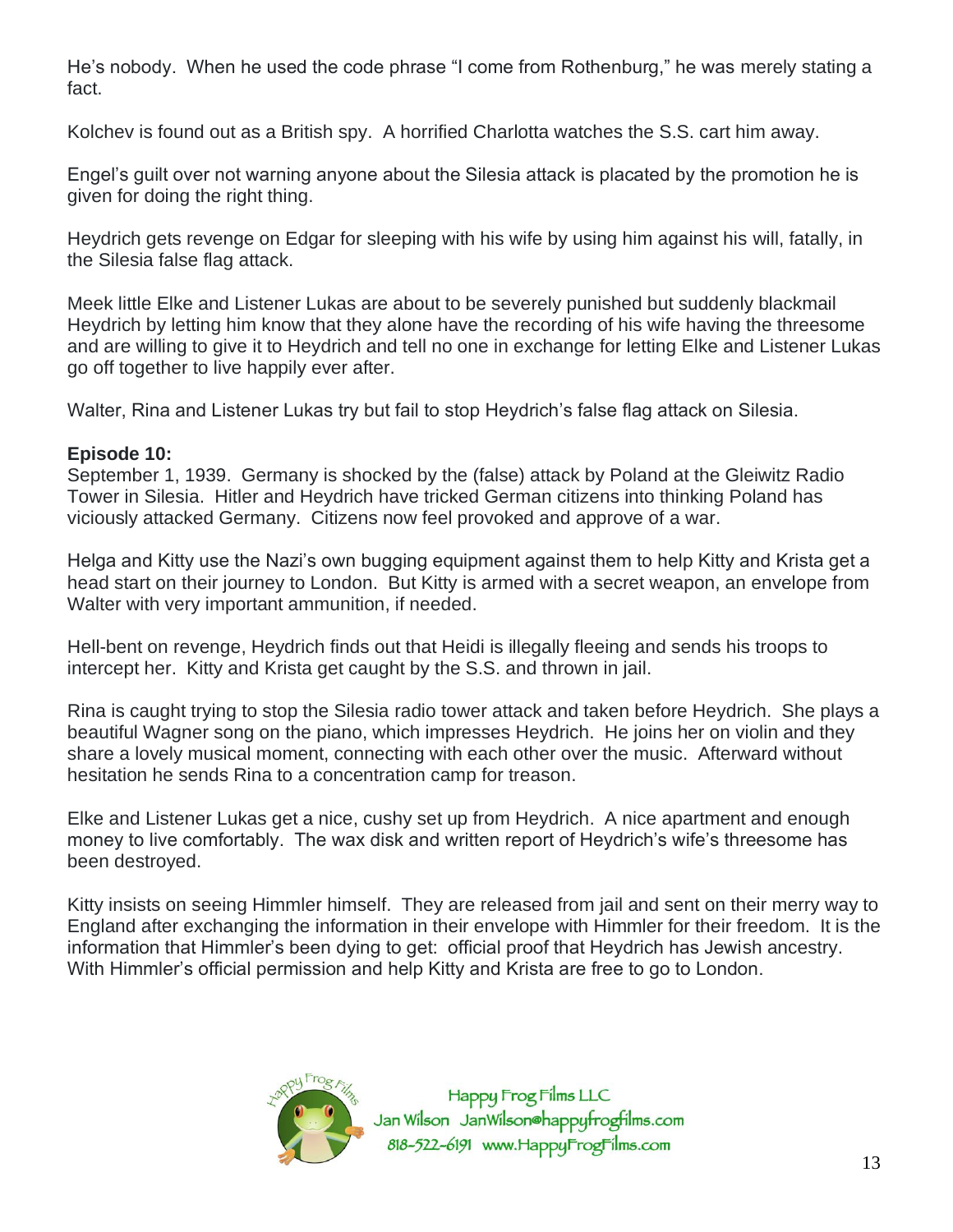He's nobody. When he used the code phrase "I come from Rothenburg," he was merely stating a fact.

Kolchev is found out as a British spy. A horrified Charlotta watches the S.S. cart him away.

Engel's guilt over not warning anyone about the Silesia attack is placated by the promotion he is given for doing the right thing.

Heydrich gets revenge on Edgar for sleeping with his wife by using him against his will, fatally, in the Silesia false flag attack.

Meek little Elke and Listener Lukas are about to be severely punished but suddenly blackmail Heydrich by letting him know that they alone have the recording of his wife having the threesome and are willing to give it to Heydrich and tell no one in exchange for letting Elke and Listener Lukas go off together to live happily ever after.

Walter, Rina and Listener Lukas try but fail to stop Heydrich's false flag attack on Silesia.

**Episode 10:**
September 1, 1939. Germany is shocked by the (false) attack by Poland at the Gleiwitz Radio Tower in Silesia. Hitler and Heydrich have tricked German citizens into thinking Poland has viciously attacked Germany. Citizens now feel provoked and approve of a war.

Helga and Kitty use the Nazi's own bugging equipment against them to help Kitty and Krista get a head start on their journey to London. But Kitty is armed with a secret weapon, an envelope from Walter with very important ammunition, if needed.

Hell-bent on revenge, Heydrich finds out that Heidi is illegally fleeing and sends his troops to intercept her. Kitty and Krista get caught by the S.S. and thrown in jail.

Rina is caught trying to stop the Silesia radio tower attack and taken before Heydrich. She plays a beautiful Wagner song on the piano, which impresses Heydrich. He joins her on violin and they share a lovely musical moment, connecting with each other over the music. Afterward without hesitation he sends Rina to a concentration camp for treason.

Elke and Listener Lukas get a nice, cushy set up from Heydrich. A nice apartment and enough money to live comfortably. The wax disk and written report of Heydrich's wife's threesome has been destroyed.

Kitty insists on seeing Himmler himself. They are released from jail and sent on their merry way to England after exchanging the information in their envelope with Himmler for their freedom. It is the information that Himmler's been dying to get: official proof that Heydrich has Jewish ancestry. With Himmler's official permission and help Kitty and Krista are free to go to London.

Happy Frog Films LLC
Jan Wilson JanWilson@happyfrogfilms.com
818-522-6191 www.HappyFrogFilms.com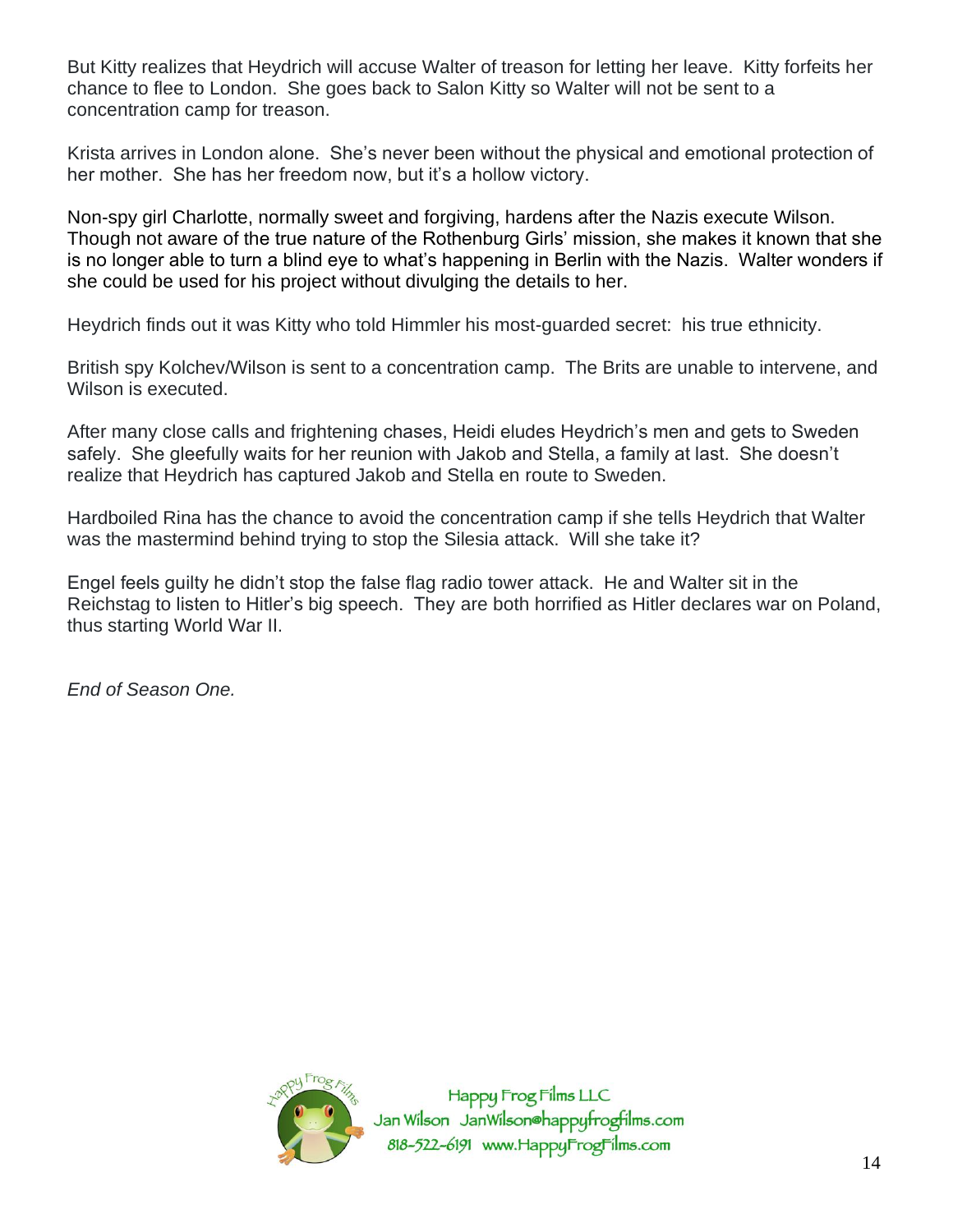But Kitty realizes that Heydrich will accuse Walter of treason for letting her leave. Kitty forfeits her chance to flee to London. She goes back to Salon Kitty so Walter will not be sent to a concentration camp for treason.

Krista arrives in London alone. She's never been without the physical and emotional protection of her mother. She has her freedom now, but it's a hollow victory.

Non-spy girl Charlotte, normally sweet and forgiving, hardens after the Nazis execute Wilson. Though not aware of the true nature of the Rothenburg Girls' mission, she makes it known that she is no longer able to turn a blind eye to what's happening in Berlin with the Nazis. Walter wonders if she could be used for his project without divulging the details to her.

Heydrich finds out it was Kitty who told Himmler his most-guarded secret: his true ethnicity.

British spy Kolchev/Wilson is sent to a concentration camp. The Brits are unable to intervene, and Wilson is executed.

After many close calls and frightening chases, Heidi eludes Heydrich's men and gets to Sweden safely. She gleefully waits for her reunion with Jakob and Stella, a family at last. She doesn't realize that Heydrich has captured Jakob and Stella en route to Sweden.

Hardboiled Rina has the chance to avoid the concentration camp if she tells Heydrich that Walter was the mastermind behind trying to stop the Silesia attack. Will she take it?

Engel feels guilty he didn't stop the false flag radio tower attack. He and Walter sit in the Reichstag to listen to Hitler's big speech. They are both horrified as Hitler declares war on Poland, thus starting World War II.

*End of Season One.*

Happy Frog Films LLC
Jan Wilson JanWilson@happyfrogfilms.com
818-522-6191 www.HappyFrogFilms.com